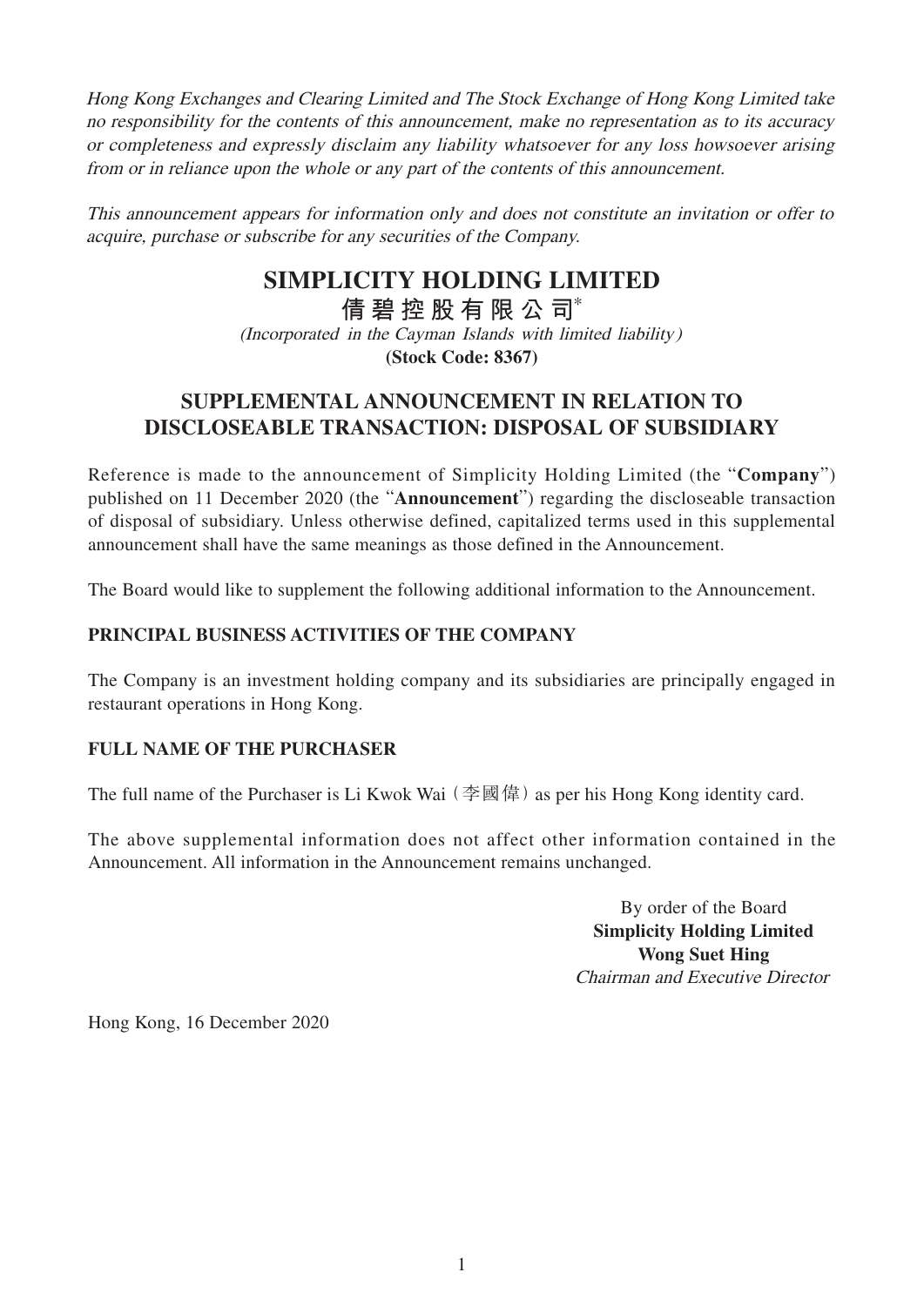*Hong Kong Exchanges and Clearing Limited and The Stock Exchange of Hong Kong Limited take no responsibility for the contents of this announcement, make no representation as to its accuracy or completeness and expressly disclaim any liability whatsoever for any loss howsoever arising from or in reliance upon the whole or any part of the contents of this announcement.*

*This announcement appears for information only and does not constitute an invitation or offer to acquire, purchase or subscribe for any securities of the Company.*

# SIMPLICITY HOLDING LIMITED

# 倩碧控股有限公司*

*(Incorporated in the Cayman Islands with limited liability)*

**(Stock Code: 8367)**

## SUPPLEMENTAL ANNOUNCEMENT IN RELATION TO DISCLOSEABLE TRANSACTION: DISPOSAL OF SUBSIDIARY

Reference is made to the announcement of Simplicity Holding Limited (the "**Company**") published on 11 December 2020 (the "**Announcement**") regarding the discloseable transaction of disposal of subsidiary. Unless otherwise defined, capitalized terms used in this supplemental announcement shall have the same meanings as those defined in the Announcement.

The Board would like to supplement the following additional information to the Announcement.

### PRINCIPAL BUSINESS ACTIVITIES OF THE COMPANY

The Company is an investment holding company and its subsidiaries are principally engaged in restaurant operations in Hong Kong.

### FULL NAME OF THE PURCHASER

The full name of the Purchaser is Li Kwok Wai (李國偉) as per his Hong Kong identity card.

The above supplemental information does not affect other information contained in the Announcement. All information in the Announcement remains unchanged.

By order of the Board
**Simplicity Holding Limited**
**Wong Suet Hing**
*Chairman and Executive Director*

Hong Kong, 16 December 2020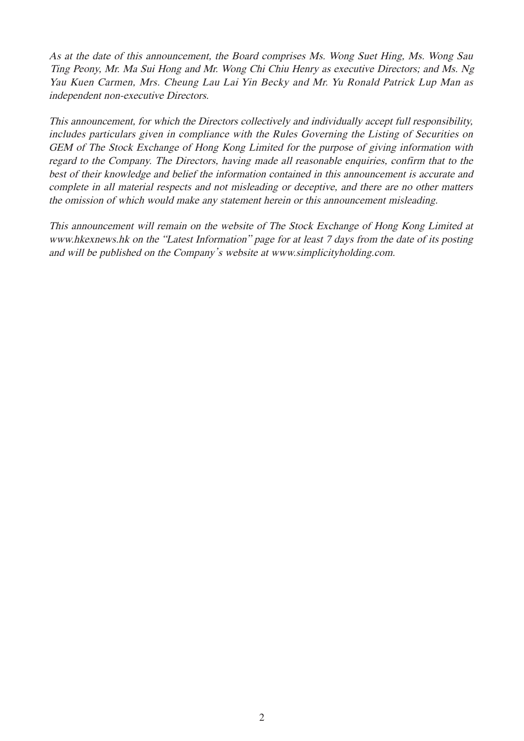*As at the date of this announcement, the Board comprises Ms. Wong Suet Hing, Ms. Wong Sau Ting Peony, Mr. Ma Sui Hong and Mr. Wong Chi Chiu Henry as executive Directors; and Ms. Ng Yau Kuen Carmen, Mrs. Cheung Lau Lai Yin Becky and Mr. Yu Ronald Patrick Lup Man as independent non-executive Directors.*

*This announcement, for which the Directors collectively and individually accept full responsibility, includes particulars given in compliance with the Rules Governing the Listing of Securities on GEM of The Stock Exchange of Hong Kong Limited for the purpose of giving information with regard to the Company. The Directors, having made all reasonable enquiries, confirm that to the best of their knowledge and belief the information contained in this announcement is accurate and complete in all material respects and not misleading or deceptive, and there are no other matters the omission of which would make any statement herein or this announcement misleading.*

*This announcement will remain on the website of The Stock Exchange of Hong Kong Limited at www.hkexnews.hk on the "Latest Information" page for at least 7 days from the date of its posting and will be published on the Company's website at www.simplicityholding.com.*